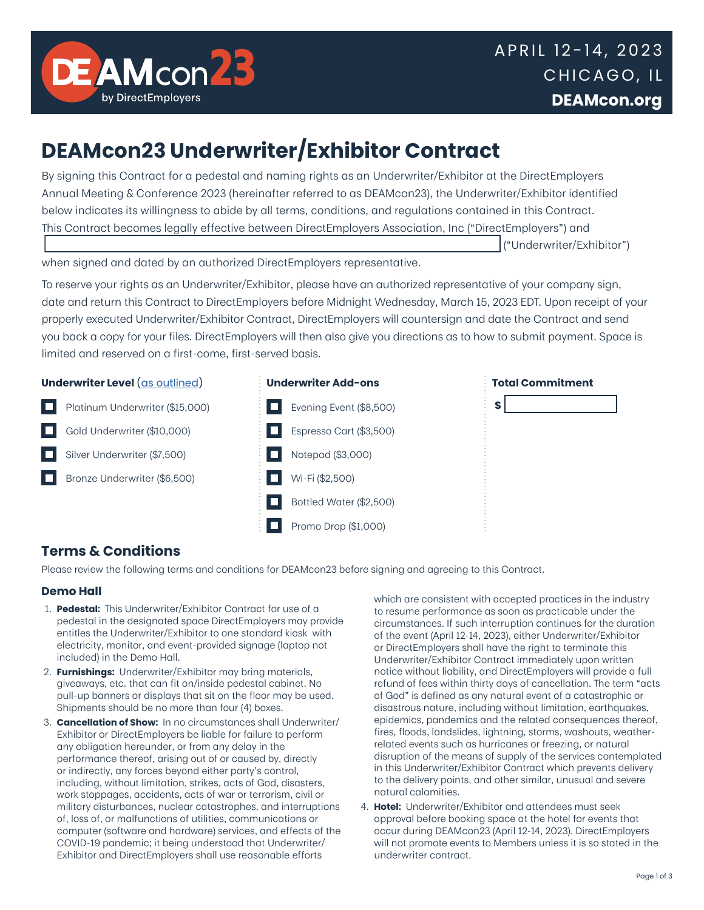APRIL 12-14, 2023
CHICAGO, IL
**DEAMcon.org**

# DEAMcon23 Underwriter/Exhibitor Contract

By signing this Contract for a pedestal and naming rights as an Underwriter/Exhibitor at the DirectEmployers Annual Meeting & Conference 2023 (hereinafter referred to as DEAMcon23), the Underwriter/Exhibitor identified below indicates its willingness to abide by all terms, conditions, and regulations contained in this Contract. This Contract becomes legally effective between DirectEmployers Association, Inc ("DirectEmployers") and ______________________ ("Underwriter/Exhibitor") when signed and dated by an authorized DirectEmployers representative.

To reserve your rights as an Underwriter/Exhibitor, please have an authorized representative of your company sign, date and return this Contract to DirectEmployers before Midnight Wednesday, March 15, 2023 EDT. Upon receipt of your properly executed Underwriter/Exhibitor Contract, DirectEmployers will countersign and date the Contract and send you back a copy for your files. DirectEmployers will then also give you directions as to how to submit payment. Space is limited and reserved on a first-come, first-served basis.

**Underwriter Level** (as outlined)

- ☐ Platinum Underwriter ($15,000)
- ☐ Gold Underwriter ($10,000)
- ☐ Silver Underwriter ($7,500)
- ☐ Bronze Underwriter ($6,500)

**Underwriter Add-ons**

- ☐ Evening Event ($8,500)
- ☐ Espresso Cart ($3,500)
- ☐ Notepad ($3,000)
- ☐ Wi-Fi ($2,500)
- ☐ Bottled Water ($2,500)
- ☐ Promo Drop ($1,000)

**Total Commitment**

$ ______________

## Terms & Conditions

Please review the following terms and conditions for DEAMcon23 before signing and agreeing to this Contract.

### Demo Hall

1. **Pedestal:** This Underwriter/Exhibitor Contract for use of a pedestal in the designated space DirectEmployers may provide entitles the Underwriter/Exhibitor to one standard kiosk with electricity, monitor, and event-provided signage (laptop not included) in the Demo Hall.
2. **Furnishings:** Underwriter/Exhibitor may bring materials, giveaways, etc. that can fit on/inside pedestal cabinet. No pull-up banners or displays that sit on the floor may be used. Shipments should be no more than four (4) boxes.
3. **Cancellation of Show:** In no circumstances shall Underwriter/Exhibitor or DirectEmployers be liable for failure to perform any obligation hereunder, or from any delay in the performance thereof, arising out of or caused by, directly or indirectly, any forces beyond either party's control, including, without limitation, strikes, acts of God, disasters, work stoppages, accidents, acts of war or terrorism, civil or military disturbances, nuclear catastrophes, and interruptions of, loss of, or malfunctions of utilities, communications or computer (software and hardware) services, and effects of the COVID-19 pandemic; it being understood that Underwriter/Exhibitor and DirectEmployers shall use reasonable efforts which are consistent with accepted practices in the industry to resume performance as soon as practicable under the circumstances. If such interruption continues for the duration of the event (April 12-14, 2023), either Underwriter/Exhibitor or DirectEmployers shall have the right to terminate this Underwriter/Exhibitor Contract immediately upon written notice without liability, and DirectEmployers will provide a full refund of fees within thirty days of cancellation. The term "acts of God" is defined as any natural event of a catastrophic or disastrous nature, including without limitation, earthquakes, epidemics, pandemics and the related consequences thereof, fires, floods, landslides, lightning, storms, washouts, weather-related events such as hurricanes or freezing, or natural disruption of the means of supply of the services contemplated in this Underwriter/Exhibitor Contract which prevents delivery to the delivery points, and other similar, unusual and severe natural calamities.
4. **Hotel:** Underwriter/Exhibitor and attendees must seek approval before booking space at the hotel for events that occur during DEAMcon23 (April 12-14, 2023). DirectEmployers will not promote events to Members unless it is so stated in the underwriter contract.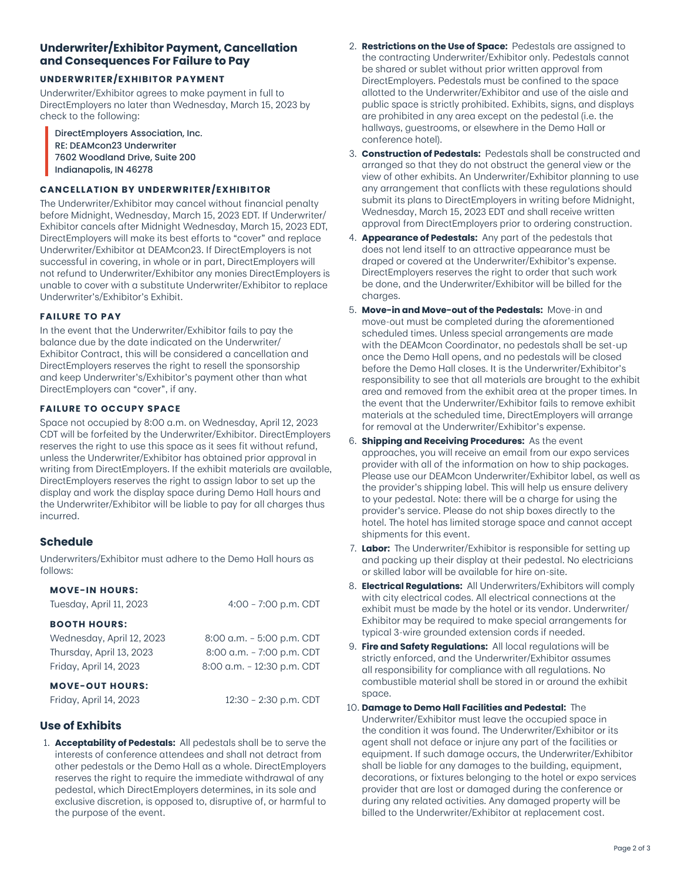## Underwriter/Exhibitor Payment, Cancellation and Consequences For Failure to Pay

### UNDERWRITER/EXHIBITOR PAYMENT

Underwriter/Exhibitor agrees to make payment in full to DirectEmployers no later than Wednesday, March 15, 2023 by check to the following:

> DirectEmployers Association, Inc.
> RE: DEAMcon23 Underwriter
> 7602 Woodland Drive, Suite 200
> Indianapolis, IN 46278

### CANCELLATION BY UNDERWRITER/EXHIBITOR

The Underwriter/Exhibitor may cancel without financial penalty before Midnight, Wednesday, March 15, 2023 EDT. If Underwriter/Exhibitor cancels after Midnight Wednesday, March 15, 2023 EDT, DirectEmployers will make its best efforts to "cover" and replace Underwriter/Exhibitor at DEAMcon23. If DirectEmployers is not successful in covering, in whole or in part, DirectEmployers will not refund to Underwriter/Exhibitor any monies DirectEmployers is unable to cover with a substitute Underwriter/Exhibitor to replace Underwriter's/Exhibitor's Exhibit.

### FAILURE TO PAY

In the event that the Underwriter/Exhibitor fails to pay the balance due by the date indicated on the Underwriter/Exhibitor Contract, this will be considered a cancellation and DirectEmployers reserves the right to resell the sponsorship and keep Underwriter's/Exhibitor's payment other than what DirectEmployers can "cover", if any.

### FAILURE TO OCCUPY SPACE

Space not occupied by 8:00 a.m. on Wednesday, April 12, 2023 CDT will be forfeited by the Underwriter/Exhibitor. DirectEmployers reserves the right to use this space as it sees fit without refund, unless the Underwriter/Exhibitor has obtained prior approval in writing from DirectEmployers. If the exhibit materials are available, DirectEmployers reserves the right to assign labor to set up the display and work the display space during Demo Hall hours and the Underwriter/Exhibitor will be liable to pay for all charges thus incurred.

## Schedule

Underwriters/Exhibitor must adhere to the Demo Hall hours as follows:

**MOVE-IN HOURS:**

| | |
|---|---|
| Tuesday, April 11, 2023 | 4:00 – 7:00 p.m. CDT |

**BOOTH HOURS:**

| | |
|---|---|
| Wednesday, April 12, 2023 | 8:00 a.m. – 5:00 p.m. CDT |
| Thursday, April 13, 2023 | 8:00 a.m. – 7:00 p.m. CDT |
| Friday, April 14, 2023 | 8:00 a.m. – 12:30 p.m. CDT |

**MOVE-OUT HOURS:**

| | |
|---|---|
| Friday, April 14, 2023 | 12:30 – 2:30 p.m. CDT |

## Use of Exhibits

1. **Acceptability of Pedestals:** All pedestals shall be to serve the interests of conference attendees and shall not detract from other pedestals or the Demo Hall as a whole. DirectEmployers reserves the right to require the immediate withdrawal of any pedestal, which DirectEmployers determines, in its sole and exclusive discretion, is opposed to, disruptive of, or harmful to the purpose of the event.
2. **Restrictions on the Use of Space:** Pedestals are assigned to the contracting Underwriter/Exhibitor only. Pedestals cannot be shared or sublet without prior written approval from DirectEmployers. Pedestals must be confined to the space allotted to the Underwriter/Exhibitor and use of the aisle and public space is strictly prohibited. Exhibits, signs, and displays are prohibited in any area except on the pedestal (i.e. the hallways, guestrooms, or elsewhere in the Demo Hall or conference hotel).
3. **Construction of Pedestals:** Pedestals shall be constructed and arranged so that they do not obstruct the general view or the view of other exhibits. An Underwriter/Exhibitor planning to use any arrangement that conflicts with these regulations should submit its plans to DirectEmployers in writing before Midnight, Wednesday, March 15, 2023 EDT and shall receive written approval from DirectEmployers prior to ordering construction.
4. **Appearance of Pedestals:** Any part of the pedestals that does not lend itself to an attractive appearance must be draped or covered at the Underwriter/Exhibitor's expense. DirectEmployers reserves the right to order that such work be done, and the Underwriter/Exhibitor will be billed for the charges.
5. **Move-in and Move-out of the Pedestals:** Move-in and move-out must be completed during the aforementioned scheduled times. Unless special arrangements are made with the DEAMcon Coordinator, no pedestals shall be set-up once the Demo Hall opens, and no pedestals will be closed before the Demo Hall closes. It is the Underwriter/Exhibitor's responsibility to see that all materials are brought to the exhibit area and removed from the exhibit area at the proper times. In the event that the Underwriter/Exhibitor fails to remove exhibit materials at the scheduled time, DirectEmployers will arrange for removal at the Underwriter/Exhibitor's expense.
6. **Shipping and Receiving Procedures:** As the event approaches, you will receive an email from our expo services provider with all of the information on how to ship packages. Please use our DEAMcon Underwriter/Exhibitor label, as well as the provider's shipping label. This will help us ensure delivery to your pedestal. Note: there will be a charge for using the provider's service. Please do not ship boxes directly to the hotel. The hotel has limited storage space and cannot accept shipments for this event.
7. **Labor:** The Underwriter/Exhibitor is responsible for setting up and packing up their display at their pedestal. No electricians or skilled labor will be available for hire on-site.
8. **Electrical Regulations:** All Underwriters/Exhibitors will comply with city electrical codes. All electrical connections at the exhibit must be made by the hotel or its vendor. Underwriter/Exhibitor may be required to make special arrangements for typical 3-wire grounded extension cords if needed.
9. **Fire and Safety Regulations:** All local regulations will be strictly enforced, and the Underwriter/Exhibitor assumes all responsibility for compliance with all regulations. No combustible material shall be stored in or around the exhibit space.
10. **Damage to Demo Hall Facilities and Pedestal:** The Underwriter/Exhibitor must leave the occupied space in the condition it was found. The Underwriter/Exhibitor or its agent shall not deface or injure any part of the facilities or equipment. If such damage occurs, the Underwriter/Exhibitor shall be liable for any damages to the building, equipment, decorations, or fixtures belonging to the hotel or expo services provider that are lost or damaged during the conference or during any related activities. Any damaged property will be billed to the Underwriter/Exhibitor at replacement cost.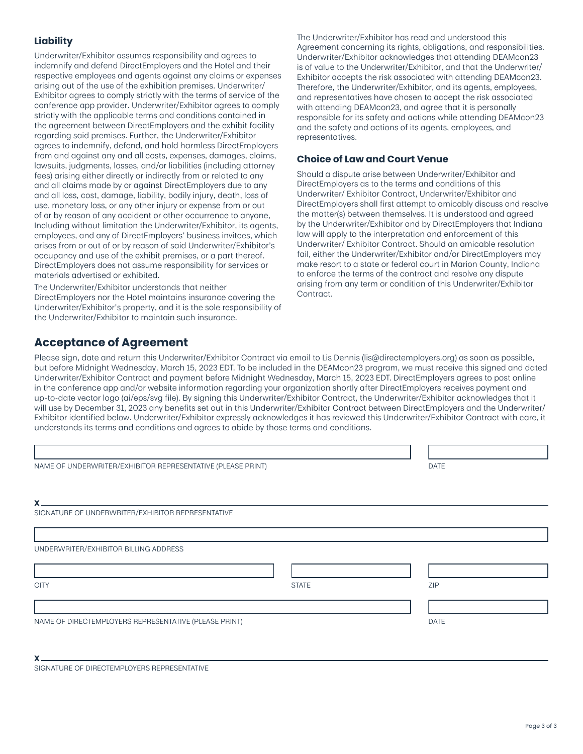## Liability

Underwriter/Exhibitor assumes responsibility and agrees to indemnify and defend DirectEmployers and the Hotel and their respective employees and agents against any claims or expenses arising out of the use of the exhibition premises. Underwriter/Exhibitor agrees to comply strictly with the terms of service of the conference app provider. Underwriter/Exhibitor agrees to comply strictly with the applicable terms and conditions contained in the agreement between DirectEmployers and the exhibit facility regarding said premises. Further, the Underwriter/Exhibitor agrees to indemnify, defend, and hold harmless DirectEmployers from and against any and all costs, expenses, damages, claims, lawsuits, judgments, losses, and/or liabilities (including attorney fees) arising either directly or indirectly from or related to any and all claims made by or against DirectEmployers due to any and all loss, cost, damage, liability, bodily injury, death, loss of use, monetary loss, or any other injury or expense from or out of or by reason of any accident or other occurrence to anyone, Including without limitation the Underwriter/Exhibitor, its agents, employees, and any of DirectEmployers' business invitees, which arises from or out of or by reason of said Underwriter/Exhibitor's occupancy and use of the exhibit premises, or a part thereof. DirectEmployers does not assume responsibility for services or materials advertised or exhibited.

The Underwriter/Exhibitor understands that neither DirectEmployers nor the Hotel maintains insurance covering the Underwriter/Exhibitor's property, and it is the sole responsibility of the Underwriter/Exhibitor to maintain such insurance.

The Underwriter/Exhibitor has read and understood this Agreement concerning its rights, obligations, and responsibilities. Underwriter/Exhibitor acknowledges that attending DEAMcon23 is of value to the Underwriter/Exhibitor, and that the Underwriter/Exhibitor accepts the risk associated with attending DEAMcon23. Therefore, the Underwriter/Exhibitor, and its agents, employees, and representatives have chosen to accept the risk associated with attending DEAMcon23, and agree that it is personally responsible for its safety and actions while attending DEAMcon23 and the safety and actions of its agents, employees, and representatives.

## Choice of Law and Court Venue

Should a dispute arise between Underwriter/Exhibitor and DirectEmployers as to the terms and conditions of this Underwriter/ Exhibitor Contract, Underwriter/Exhibitor and DirectEmployers shall first attempt to amicably discuss and resolve the matter(s) between themselves. It is understood and agreed by the Underwriter/Exhibitor and by DirectEmployers that Indiana law will apply to the interpretation and enforcement of this Underwriter/ Exhibitor Contract. Should an amicable resolution fail, either the Underwriter/Exhibitor and/or DirectEmployers may make resort to a state or federal court in Marion County, Indiana to enforce the terms of the contract and resolve any dispute arising from any term or condition of this Underwriter/Exhibitor Contract.

# Acceptance of Agreement

Please sign, date and return this Underwriter/Exhibitor Contract via email to Lis Dennis (lis@directemployers.org) as soon as possible, but before Midnight Wednesday, March 15, 2023 EDT. To be included in the DEAMcon23 program, we must receive this signed and dated Underwriter/Exhibitor Contract and payment before Midnight Wednesday, March 15, 2023 EDT. DirectEmployers agrees to post online in the conference app and/or website information regarding your organization shortly after DirectEmployers receives payment and up-to-date vector logo (ai/eps/svg file). By signing this Underwriter/Exhibitor Contract, the Underwriter/Exhibitor acknowledges that it will use by December 31, 2023 any benefits set out in this Underwriter/Exhibitor Contract between DirectEmployers and the Underwriter/Exhibitor identified below. Underwriter/Exhibitor expressly acknowledges it has reviewed this Underwriter/Exhibitor Contract with care, it understands its terms and conditions and agrees to abide by those terms and conditions.

NAME OF UNDERWRITER/EXHIBITOR REPRESENTATIVE (PLEASE PRINT) ____________________ DATE ____________

X ____________________

SIGNATURE OF UNDERWRITER/EXHIBITOR REPRESENTATIVE

UNDERWRITER/EXHIBITOR BILLING ADDRESS ____________________

CITY ____________ STATE ____________ ZIP ____________

NAME OF DIRECTEMPLOYERS REPRESENTATIVE (PLEASE PRINT) ____________________ DATE ____________

X ____________________

SIGNATURE OF DIRECTEMPLOYERS REPRESENTATIVE